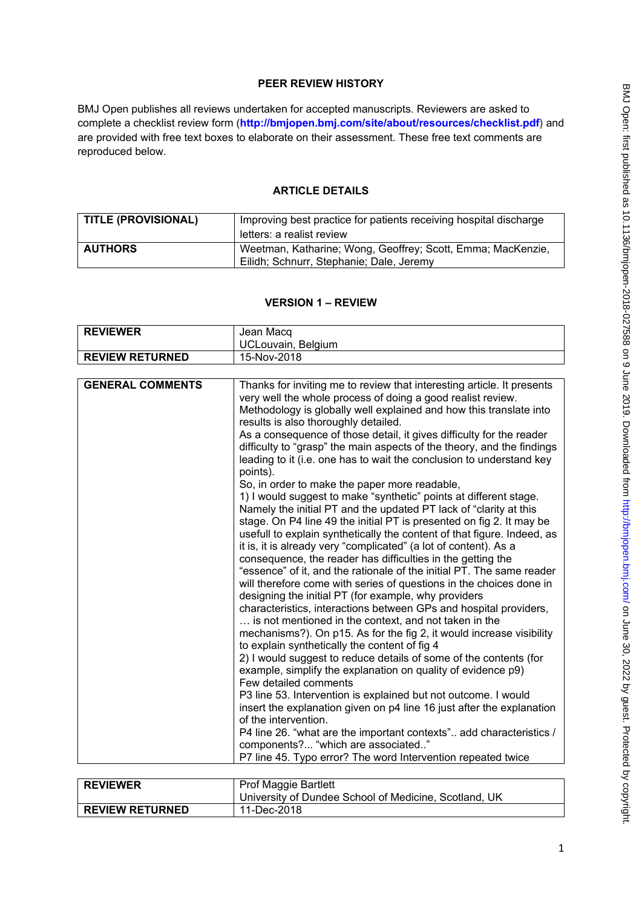# PEER REVIEW HISTORY

BMJ Open publishes all reviews undertaken for accepted manuscripts. Reviewers are asked to complete a checklist review form (**http://bmjopen.bmj.com/site/about/resources/checklist.pdf**) and are provided with free text boxes to elaborate on their assessment. These free text comments are reproduced below.

## ARTICLE DETAILS

| | |
|---|---|
| **TITLE (PROVISIONAL)** | Improving best practice for patients receiving hospital discharge letters: a realist review |
| **AUTHORS** | Weetman, Katharine; Wong, Geoffrey; Scott, Emma; MacKenzie, Eilidh; Schnurr, Stephanie; Dale, Jeremy |

## VERSION 1 – REVIEW

| | |
|---|---|
| **REVIEWER** | Jean Macq<br>UCLouvain, Belgium |
| **REVIEW RETURNED** | 15-Nov-2018 |

| | |
|---|---|
| **GENERAL COMMENTS** | Thanks for inviting me to review that interesting article. It presents very well the whole process of doing a good realist review. Methodology is globally well explained and how this translate into results is also thoroughly detailed.<br>As a consequence of those detail, it gives difficulty for the reader difficulty to "grasp" the main aspects of the theory, and the findings leading to it (i.e. one has to wait the conclusion to understand key points).<br>So, in order to make the paper more readable,<br>1) I would suggest to make "synthetic" points at different stage. Namely the initial PT and the updated PT lack of "clarity at this stage. On P4 line 49 the initial PT is presented on fig 2. It may be usefull to explain synthetically the content of that figure. Indeed, as it is, it is already very "complicated" (a lot of content). As a consequence, the reader has difficulties in the getting the "essence" of it, and the rationale of the initial PT. The same reader will therefore come with series of questions in the choices done in designing the initial PT (for example, why providers characteristics, interactions between GPs and hospital providers, … is not mentioned in the context, and not taken in the mechanisms?). On p15. As for the fig 2, it would increase visibility to explain synthetically the content of fig 4<br>2) I would suggest to reduce details of some of the contents (for example, simplify the explanation on quality of evidence p9)<br>Few detailed comments<br>P3 line 53. Intervention is explained but not outcome. I would insert the explanation given on p4 line 16 just after the explanation of the intervention.<br>P4 line 26. "what are the important contexts".. add characteristics / components?... "which are associated.."<br>P7 line 45. Typo error? The word Intervention repeated twice |

| | |
|---|---|
| **REVIEWER** | Prof Maggie Bartlett<br>University of Dundee School of Medicine, Scotland, UK |
| **REVIEW RETURNED** | 11-Dec-2018 |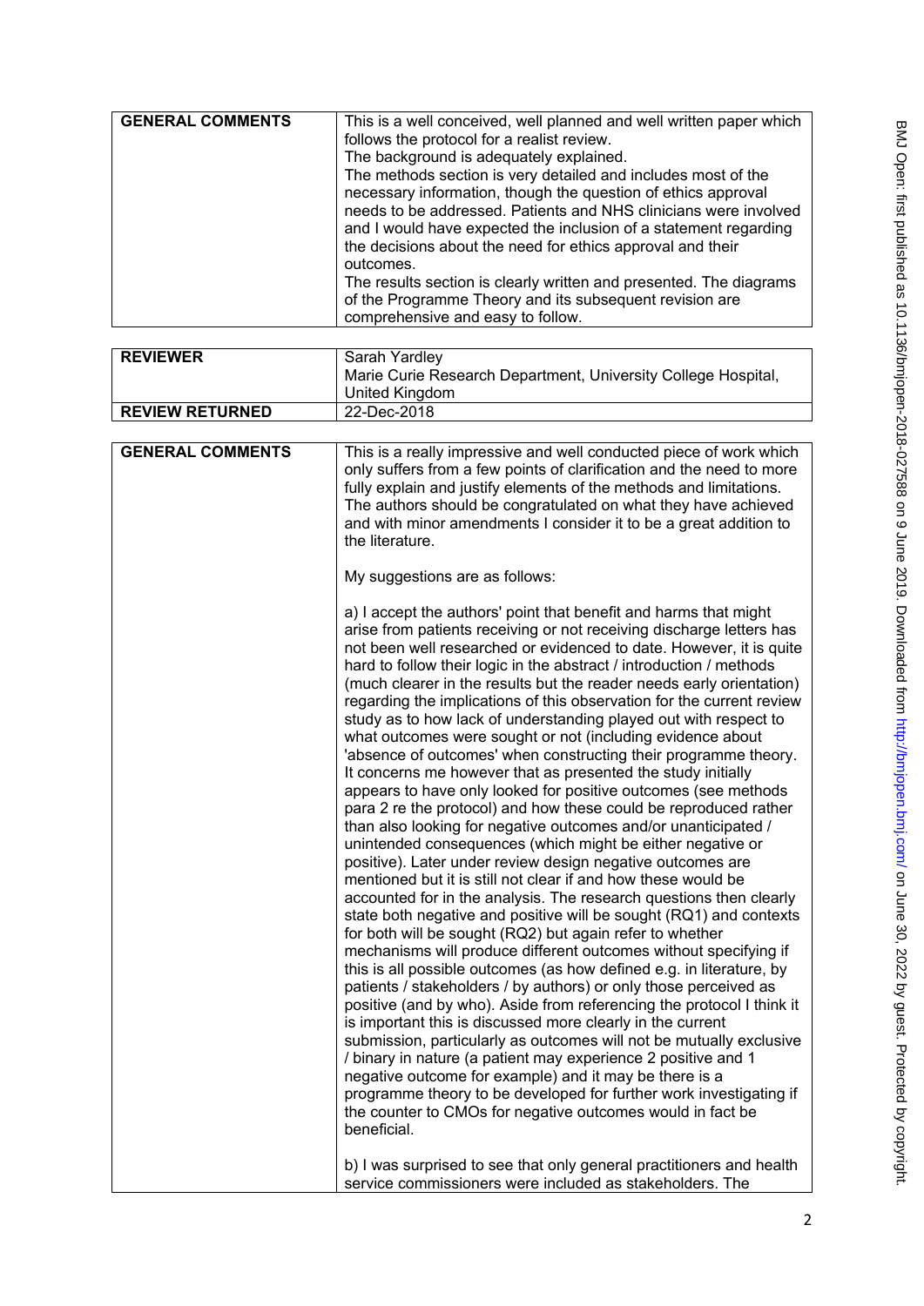| | |
|---|---|
| **GENERAL COMMENTS** | This is a well conceived, well planned and well written paper which follows the protocol for a realist review.<br>The background is adequately explained.<br>The methods section is very detailed and includes most of the necessary information, though the question of ethics approval needs to be addressed. Patients and NHS clinicians were involved and I would have expected the inclusion of a statement regarding the decisions about the need for ethics approval and their outcomes.<br>The results section is clearly written and presented. The diagrams of the Programme Theory and its subsequent revision are comprehensive and easy to follow. |

| | |
|---|---|
| **REVIEWER** | Sarah Yardley<br>Marie Curie Research Department, University College Hospital, United Kingdom |
| **REVIEW RETURNED** | 22-Dec-2018 |

| | |
|---|---|
| **GENERAL COMMENTS** | This is a really impressive and well conducted piece of work which only suffers from a few points of clarification and the need to more fully explain and justify elements of the methods and limitations. The authors should be congratulated on what they have achieved and with minor amendments I consider it to be a great addition to the literature.<br><br>My suggestions are as follows:<br><br>a) I accept the authors' point that benefit and harms that might arise from patients receiving or not receiving discharge letters has not been well researched or evidenced to date. However, it is quite hard to follow their logic in the abstract / introduction / methods (much clearer in the results but the reader needs early orientation) regarding the implications of this observation for the current review study as to how lack of understanding played out with respect to what outcomes were sought or not (including evidence about 'absence of outcomes' when constructing their programme theory. It concerns me however that as presented the study initially appears to have only looked for positive outcomes (see methods para 2 re the protocol) and how these could be reproduced rather than also looking for negative outcomes and/or unanticipated / unintended consequences (which might be either negative or positive). Later under review design negative outcomes are mentioned but it is still not clear if and how these would be accounted for in the analysis. The research questions then clearly state both negative and positive will be sought (RQ1) and contexts for both will be sought (RQ2) but again refer to whether mechanisms will produce different outcomes without specifying if this is all possible outcomes (as how defined e.g. in literature, by patients / stakeholders / by authors) or only those perceived as positive (and by who). Aside from referencing the protocol I think it is important this is discussed more clearly in the current submission, particularly as outcomes will not be mutually exclusive / binary in nature (a patient may experience 2 positive and 1 negative outcome for example) and it may be there is a programme theory to be developed for further work investigating if the counter to CMOs for negative outcomes would in fact be beneficial.<br><br>b) I was surprised to see that only general practitioners and health service commissioners were included as stakeholders. The |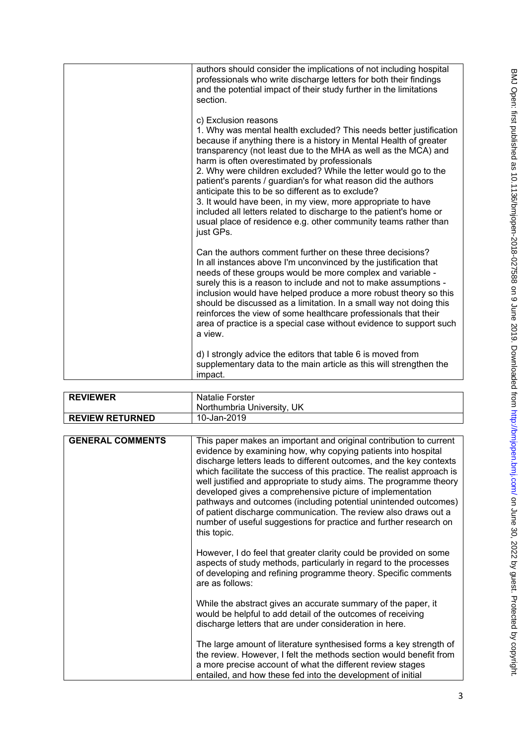| | |
|---|---|
| | authors should consider the implications of not including hospital professionals who write discharge letters for both their findings and the potential impact of their study further in the limitations section.<br><br>c) Exclusion reasons<br>1. Why was mental health excluded? This needs better justification because if anything there is a history in Mental Health of greater transparency (not least due to the MHA as well as the MCA) and harm is often overestimated by professionals<br>2. Why were children excluded? While the letter would go to the patient's parents / guardian's for what reason did the authors anticipate this to be so different as to exclude?<br>3. It would have been, in my view, more appropriate to have included all letters related to discharge to the patient's home or usual place of residence e.g. other community teams rather than just GPs.<br><br>Can the authors comment further on these three decisions?<br>In all instances above I'm unconvinced by the justification that needs of these groups would be more complex and variable - surely this is a reason to include and not to make assumptions - inclusion would have helped produce a more robust theory so this should be discussed as a limitation. In a small way not doing this reinforces the view of some healthcare professionals that their area of practice is a special case without evidence to support such a view.<br><br>d) I strongly advice the editors that table 6 is moved from supplementary data to the main article as this will strengthen the impact. |

| | |
|---|---|
| **REVIEWER** | Natalie Forster<br>Northumbria University, UK |
| **REVIEW RETURNED** | 10-Jan-2019 |

| | |
|---|---|
| **GENERAL COMMENTS** | This paper makes an important and original contribution to current evidence by examining how, why copying patients into hospital discharge letters leads to different outcomes, and the key contexts which facilitate the success of this practice. The realist approach is well justified and appropriate to study aims. The programme theory developed gives a comprehensive picture of implementation pathways and outcomes (including potential unintended outcomes) of patient discharge communication. The review also draws out a number of useful suggestions for practice and further research on this topic.<br><br>However, I do feel that greater clarity could be provided on some aspects of study methods, particularly in regard to the processes of developing and refining programme theory. Specific comments are as follows:<br><br>While the abstract gives an accurate summary of the paper, it would be helpful to add detail of the outcomes of receiving discharge letters that are under consideration in here.<br><br>The large amount of literature synthesised forms a key strength of the review. However, I felt the methods section would benefit from a more precise account of what the different review stages entailed, and how these fed into the development of initial |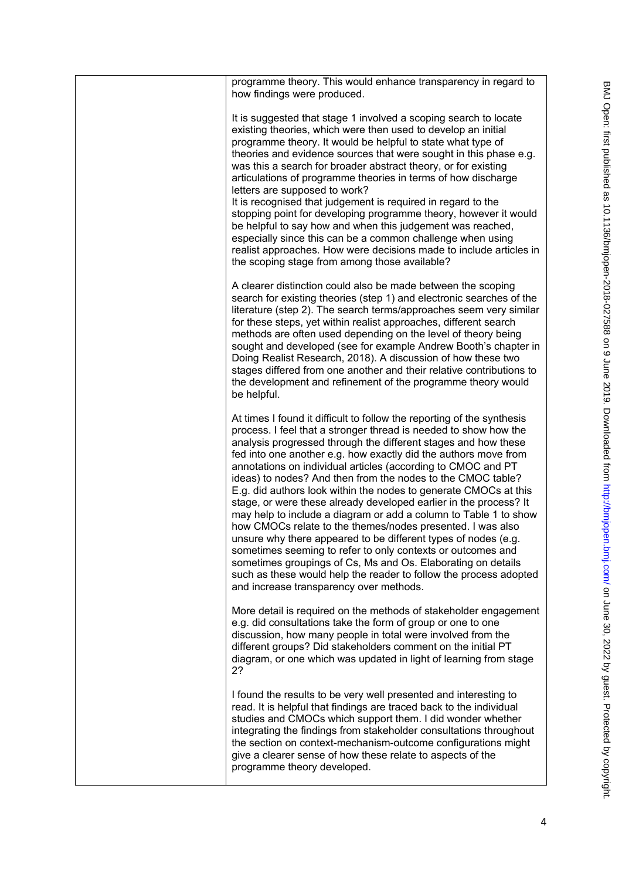| | programme theory. This would enhance transparency in regard to how findings were produced.<br><br>It is suggested that stage 1 involved a scoping search to locate existing theories, which were then used to develop an initial programme theory. It would be helpful to state what type of theories and evidence sources that were sought in this phase e.g. was this a search for broader abstract theory, or for existing articulations of programme theories in terms of how discharge letters are supposed to work?<br>It is recognised that judgement is required in regard to the stopping point for developing programme theory, however it would be helpful to say how and when this judgement was reached, especially since this can be a common challenge when using realist approaches. How were decisions made to include articles in the scoping stage from among those available?<br><br>A clearer distinction could also be made between the scoping search for existing theories (step 1) and electronic searches of the literature (step 2). The search terms/approaches seem very similar for these steps, yet within realist approaches, different search methods are often used depending on the level of theory being sought and developed (see for example Andrew Booth's chapter in Doing Realist Research, 2018). A discussion of how these two stages differed from one another and their relative contributions to the development and refinement of the programme theory would be helpful.<br><br>At times I found it difficult to follow the reporting of the synthesis process. I feel that a stronger thread is needed to show how the analysis progressed through the different stages and how these fed into one another e.g. how exactly did the authors move from annotations on individual articles (according to CMOC and PT ideas) to nodes? And then from the nodes to the CMOC table? E.g. did authors look within the nodes to generate CMOCs at this stage, or were these already developed earlier in the process? It may help to include a diagram or add a column to Table 1 to show how CMOCs relate to the themes/nodes presented. I was also unsure why there appeared to be different types of nodes (e.g. sometimes seeming to refer to only contexts or outcomes and sometimes groupings of Cs, Ms and Os. Elaborating on details such as these would help the reader to follow the process adopted and increase transparency over methods.<br><br>More detail is required on the methods of stakeholder engagement e.g. did consultations take the form of group or one to one discussion, how many people in total were involved from the different groups? Did stakeholders comment on the initial PT diagram, or one which was updated in light of learning from stage 2?<br><br>I found the results to be very well presented and interesting to read. It is helpful that findings are traced back to the individual studies and CMOCs which support them. I did wonder whether integrating the findings from stakeholder consultations throughout the section on context-mechanism-outcome configurations might give a clearer sense of how these relate to aspects of the programme theory developed. |
|---|---|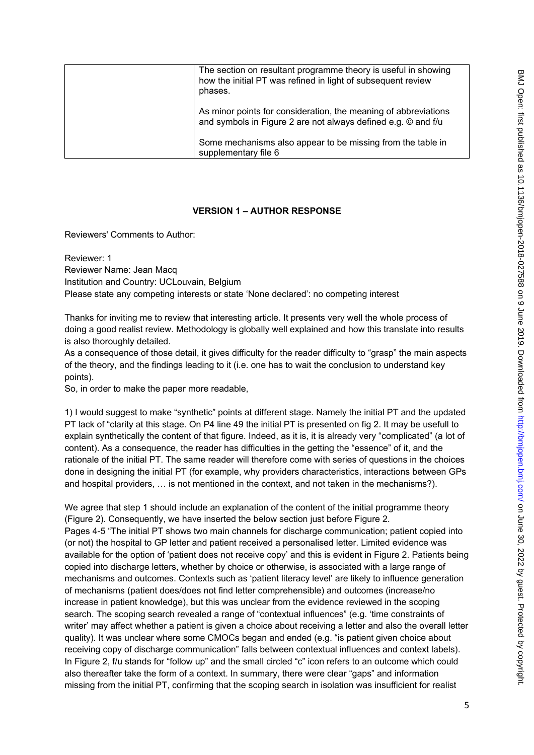| | |
|---|---|
| | The section on resultant programme theory is useful in showing how the initial PT was refined in light of subsequent review phases.<br><br>As minor points for consideration, the meaning of abbreviations and symbols in Figure 2 are not always defined e.g. © and f/u<br><br>Some mechanisms also appear to be missing from the table in supplementary file 6 |

## VERSION 1 – AUTHOR RESPONSE

Reviewers' Comments to Author:

Reviewer: 1
Reviewer Name: Jean Macq
Institution and Country: UCLouvain, Belgium
Please state any competing interests or state 'None declared': no competing interest

Thanks for inviting me to review that interesting article. It presents very well the whole process of doing a good realist review. Methodology is globally well explained and how this translate into results is also thoroughly detailed.
As a consequence of those detail, it gives difficulty for the reader difficulty to "grasp" the main aspects of the theory, and the findings leading to it (i.e. one has to wait the conclusion to understand key points).
So, in order to make the paper more readable,

1) I would suggest to make "synthetic" points at different stage. Namely the initial PT and the updated PT lack of "clarity at this stage. On P4 line 49 the initial PT is presented on fig 2. It may be usefull to explain synthetically the content of that figure. Indeed, as it is, it is already very "complicated" (a lot of content). As a consequence, the reader has difficulties in the getting the "essence" of it, and the rationale of the initial PT. The same reader will therefore come with series of questions in the choices done in designing the initial PT (for example, why providers characteristics, interactions between GPs and hospital providers, … is not mentioned in the context, and not taken in the mechanisms?).

We agree that step 1 should include an explanation of the content of the initial programme theory (Figure 2). Consequently, we have inserted the below section just before Figure 2.
Pages 4-5 "The initial PT shows two main channels for discharge communication; patient copied into (or not) the hospital to GP letter and patient received a personalised letter. Limited evidence was available for the option of 'patient does not receive copy' and this is evident in Figure 2. Patients being copied into discharge letters, whether by choice or otherwise, is associated with a large range of mechanisms and outcomes. Contexts such as 'patient literacy level' are likely to influence generation of mechanisms (patient does/does not find letter comprehensible) and outcomes (increase/no increase in patient knowledge), but this was unclear from the evidence reviewed in the scoping search. The scoping search revealed a range of "contextual influences" (e.g. 'time constraints of writer' may affect whether a patient is given a choice about receiving a letter and also the overall letter quality). It was unclear where some CMOCs began and ended (e.g. "is patient given choice about receiving copy of discharge communication" falls between contextual influences and context labels). In Figure 2, f/u stands for "follow up" and the small circled "c" icon refers to an outcome which could also thereafter take the form of a context. In summary, there were clear "gaps" and information missing from the initial PT, confirming that the scoping search in isolation was insufficient for realist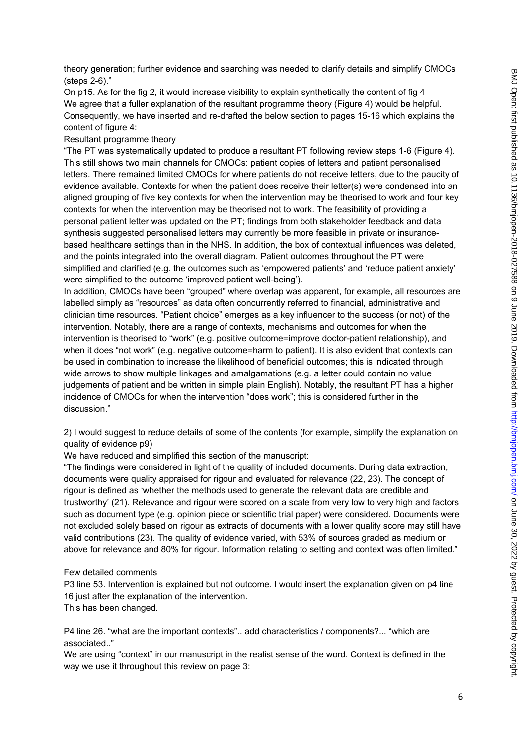theory generation; further evidence and searching was needed to clarify details and simplify CMOCs (steps 2-6)."

On p15. As for the fig 2, it would increase visibility to explain synthetically the content of fig 4

We agree that a fuller explanation of the resultant programme theory (Figure 4) would be helpful. Consequently, we have inserted and re-drafted the below section to pages 15-16 which explains the content of figure 4:

Resultant programme theory

"The PT was systematically updated to produce a resultant PT following review steps 1-6 (Figure 4). This still shows two main channels for CMOCs: patient copies of letters and patient personalised letters. There remained limited CMOCs for where patients do not receive letters, due to the paucity of evidence available. Contexts for when the patient does receive their letter(s) were condensed into an aligned grouping of five key contexts for when the intervention may be theorised to work and four key contexts for when the intervention may be theorised not to work. The feasibility of providing a personal patient letter was updated on the PT; findings from both stakeholder feedback and data synthesis suggested personalised letters may currently be more feasible in private or insurance-based healthcare settings than in the NHS. In addition, the box of contextual influences was deleted, and the points integrated into the overall diagram. Patient outcomes throughout the PT were simplified and clarified (e.g. the outcomes such as 'empowered patients' and 'reduce patient anxiety' were simplified to the outcome 'improved patient well-being').

In addition, CMOCs have been "grouped" where overlap was apparent, for example, all resources are labelled simply as "resources" as data often concurrently referred to financial, administrative and clinician time resources. "Patient choice" emerges as a key influencer to the success (or not) of the intervention. Notably, there are a range of contexts, mechanisms and outcomes for when the intervention is theorised to "work" (e.g. positive outcome=improve doctor-patient relationship), and when it does "not work" (e.g. negative outcome=harm to patient). It is also evident that contexts can be used in combination to increase the likelihood of beneficial outcomes; this is indicated through wide arrows to show multiple linkages and amalgamations (e.g. a letter could contain no value judgements of patient and be written in simple plain English). Notably, the resultant PT has a higher incidence of CMOCs for when the intervention "does work"; this is considered further in the discussion."

2) I would suggest to reduce details of some of the contents (for example, simplify the explanation on quality of evidence p9)

We have reduced and simplified this section of the manuscript:

"The findings were considered in light of the quality of included documents. During data extraction, documents were quality appraised for rigour and evaluated for relevance (22, 23). The concept of rigour is defined as 'whether the methods used to generate the relevant data are credible and trustworthy' (21). Relevance and rigour were scored on a scale from very low to very high and factors such as document type (e.g. opinion piece or scientific trial paper) were considered. Documents were not excluded solely based on rigour as extracts of documents with a lower quality score may still have valid contributions (23). The quality of evidence varied, with 53% of sources graded as medium or above for relevance and 80% for rigour. Information relating to setting and context was often limited."

Few detailed comments

P3 line 53. Intervention is explained but not outcome. I would insert the explanation given on p4 line 16 just after the explanation of the intervention.

This has been changed.

P4 line 26. "what are the important contexts".. add characteristics / components?... "which are associated.."

We are using "context" in our manuscript in the realist sense of the word. Context is defined in the way we use it throughout this review on page 3: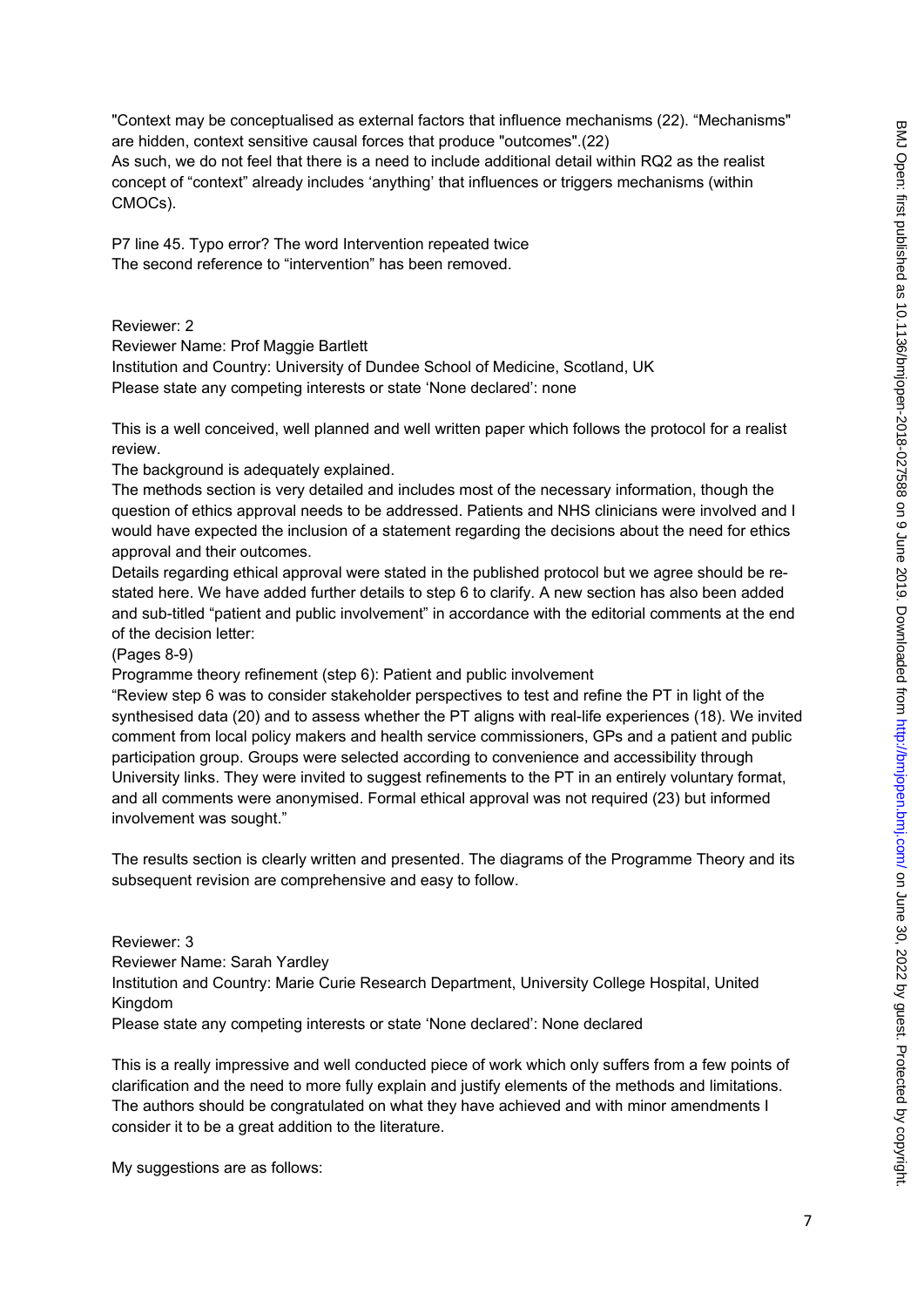"Context may be conceptualised as external factors that influence mechanisms (22). "Mechanisms" are hidden, context sensitive causal forces that produce "outcomes".(22)
As such, we do not feel that there is a need to include additional detail within RQ2 as the realist concept of "context" already includes 'anything' that influences or triggers mechanisms (within CMOCs).

P7 line 45. Typo error? The word Intervention repeated twice
The second reference to "intervention" has been removed.

Reviewer: 2
Reviewer Name: Prof Maggie Bartlett
Institution and Country: University of Dundee School of Medicine, Scotland, UK
Please state any competing interests or state 'None declared': none

This is a well conceived, well planned and well written paper which follows the protocol for a realist review.
The background is adequately explained.
The methods section is very detailed and includes most of the necessary information, though the question of ethics approval needs to be addressed. Patients and NHS clinicians were involved and I would have expected the inclusion of a statement regarding the decisions about the need for ethics approval and their outcomes.
Details regarding ethical approval were stated in the published protocol but we agree should be re-stated here. We have added further details to step 6 to clarify. A new section has also been added and sub-titled "patient and public involvement" in accordance with the editorial comments at the end of the decision letter:
(Pages 8-9)
Programme theory refinement (step 6): Patient and public involvement
"Review step 6 was to consider stakeholder perspectives to test and refine the PT in light of the synthesised data (20) and to assess whether the PT aligns with real-life experiences (18). We invited comment from local policy makers and health service commissioners, GPs and a patient and public participation group. Groups were selected according to convenience and accessibility through University links. They were invited to suggest refinements to the PT in an entirely voluntary format, and all comments were anonymised. Formal ethical approval was not required (23) but informed involvement was sought."

The results section is clearly written and presented. The diagrams of the Programme Theory and its subsequent revision are comprehensive and easy to follow.

Reviewer: 3
Reviewer Name: Sarah Yardley
Institution and Country: Marie Curie Research Department, University College Hospital, United Kingdom
Please state any competing interests or state 'None declared': None declared

This is a really impressive and well conducted piece of work which only suffers from a few points of clarification and the need to more fully explain and justify elements of the methods and limitations. The authors should be congratulated on what they have achieved and with minor amendments I consider it to be a great addition to the literature.

My suggestions are as follows: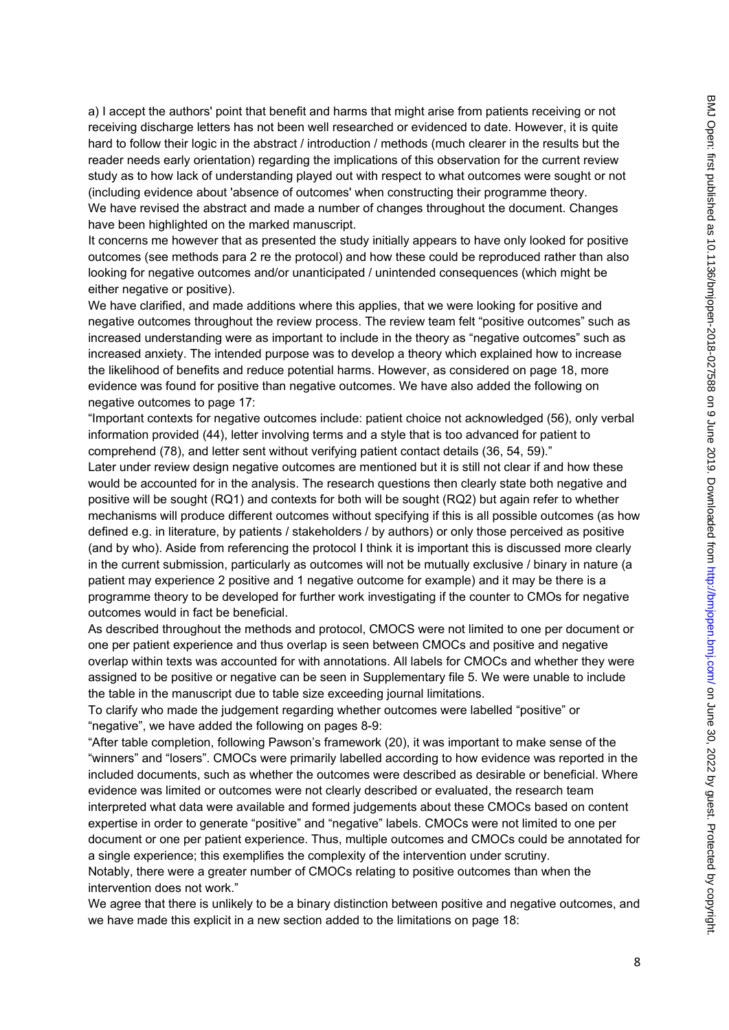a) I accept the authors' point that benefit and harms that might arise from patients receiving or not receiving discharge letters has not been well researched or evidenced to date. However, it is quite hard to follow their logic in the abstract / introduction / methods (much clearer in the results but the reader needs early orientation) regarding the implications of this observation for the current review study as to how lack of understanding played out with respect to what outcomes were sought or not (including evidence about 'absence of outcomes' when constructing their programme theory.

We have revised the abstract and made a number of changes throughout the document. Changes have been highlighted on the marked manuscript.

It concerns me however that as presented the study initially appears to have only looked for positive outcomes (see methods para 2 re the protocol) and how these could be reproduced rather than also looking for negative outcomes and/or unanticipated / unintended consequences (which might be either negative or positive).

We have clarified, and made additions where this applies, that we were looking for positive and negative outcomes throughout the review process. The review team felt "positive outcomes" such as increased understanding were as important to include in the theory as "negative outcomes" such as increased anxiety. The intended purpose was to develop a theory which explained how to increase the likelihood of benefits and reduce potential harms. However, as considered on page 18, more evidence was found for positive than negative outcomes. We have also added the following on negative outcomes to page 17:

"Important contexts for negative outcomes include: patient choice not acknowledged (56), only verbal information provided (44), letter involving terms and a style that is too advanced for patient to comprehend (78), and letter sent without verifying patient contact details (36, 54, 59)."

Later under review design negative outcomes are mentioned but it is still not clear if and how these would be accounted for in the analysis. The research questions then clearly state both negative and positive will be sought (RQ1) and contexts for both will be sought (RQ2) but again refer to whether mechanisms will produce different outcomes without specifying if this is all possible outcomes (as how defined e.g. in literature, by patients / stakeholders / by authors) or only those perceived as positive (and by who). Aside from referencing the protocol I think it is important this is discussed more clearly in the current submission, particularly as outcomes will not be mutually exclusive / binary in nature (a patient may experience 2 positive and 1 negative outcome for example) and it may be there is a programme theory to be developed for further work investigating if the counter to CMOs for negative outcomes would in fact be beneficial.

As described throughout the methods and protocol, CMOCS were not limited to one per document or one per patient experience and thus overlap is seen between CMOCs and positive and negative overlap within texts was accounted for with annotations. All labels for CMOCs and whether they were assigned to be positive or negative can be seen in Supplementary file 5. We were unable to include the table in the manuscript due to table size exceeding journal limitations.

To clarify who made the judgement regarding whether outcomes were labelled "positive" or "negative", we have added the following on pages 8-9:

"After table completion, following Pawson's framework (20), it was important to make sense of the "winners" and "losers". CMOCs were primarily labelled according to how evidence was reported in the included documents, such as whether the outcomes were described as desirable or beneficial. Where evidence was limited or outcomes were not clearly described or evaluated, the research team interpreted what data were available and formed judgements about these CMOCs based on content expertise in order to generate "positive" and "negative" labels. CMOCs were not limited to one per document or one per patient experience. Thus, multiple outcomes and CMOCs could be annotated for a single experience; this exemplifies the complexity of the intervention under scrutiny.

Notably, there were a greater number of CMOCs relating to positive outcomes than when the intervention does not work."

We agree that there is unlikely to be a binary distinction between positive and negative outcomes, and we have made this explicit in a new section added to the limitations on page 18: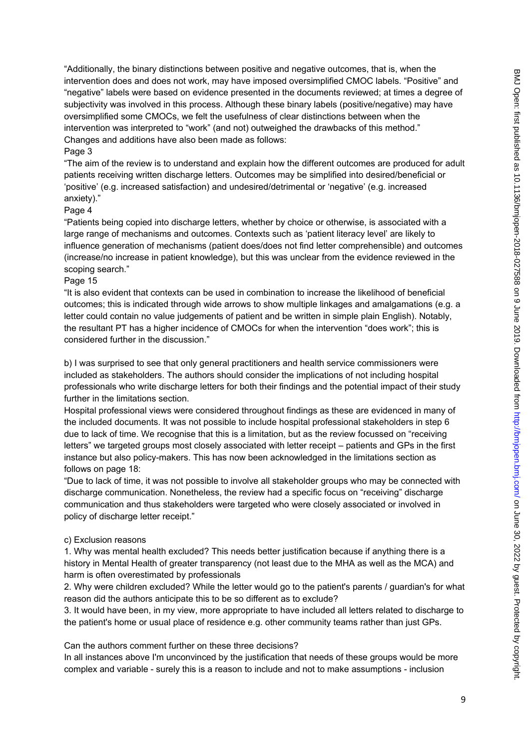"Additionally, the binary distinctions between positive and negative outcomes, that is, when the intervention does and does not work, may have imposed oversimplified CMOC labels. "Positive" and "negative" labels were based on evidence presented in the documents reviewed; at times a degree of subjectivity was involved in this process. Although these binary labels (positive/negative) may have oversimplified some CMOCs, we felt the usefulness of clear distinctions between when the intervention was interpreted to "work" (and not) outweighed the drawbacks of this method."

Changes and additions have also been made as follows:

Page 3

"The aim of the review is to understand and explain how the different outcomes are produced for adult patients receiving written discharge letters. Outcomes may be simplified into desired/beneficial or 'positive' (e.g. increased satisfaction) and undesired/detrimental or 'negative' (e.g. increased anxiety)."

Page 4

"Patients being copied into discharge letters, whether by choice or otherwise, is associated with a large range of mechanisms and outcomes. Contexts such as 'patient literacy level' are likely to influence generation of mechanisms (patient does/does not find letter comprehensible) and outcomes (increase/no increase in patient knowledge), but this was unclear from the evidence reviewed in the scoping search."

Page 15

"It is also evident that contexts can be used in combination to increase the likelihood of beneficial outcomes; this is indicated through wide arrows to show multiple linkages and amalgamations (e.g. a letter could contain no value judgements of patient and be written in simple plain English). Notably, the resultant PT has a higher incidence of CMOCs for when the intervention "does work"; this is considered further in the discussion."

b) I was surprised to see that only general practitioners and health service commissioners were included as stakeholders. The authors should consider the implications of not including hospital professionals who write discharge letters for both their findings and the potential impact of their study further in the limitations section.

Hospital professional views were considered throughout findings as these are evidenced in many of the included documents. It was not possible to include hospital professional stakeholders in step 6 due to lack of time. We recognise that this is a limitation, but as the review focussed on "receiving letters" we targeted groups most closely associated with letter receipt – patients and GPs in the first instance but also policy-makers. This has now been acknowledged in the limitations section as follows on page 18:

"Due to lack of time, it was not possible to involve all stakeholder groups who may be connected with discharge communication. Nonetheless, the review had a specific focus on "receiving" discharge communication and thus stakeholders were targeted who were closely associated or involved in policy of discharge letter receipt."

c) Exclusion reasons

1. Why was mental health excluded? This needs better justification because if anything there is a history in Mental Health of greater transparency (not least due to the MHA as well as the MCA) and harm is often overestimated by professionals
2. Why were children excluded? While the letter would go to the patient's parents / guardian's for what reason did the authors anticipate this to be so different as to exclude?
3. It would have been, in my view, more appropriate to have included all letters related to discharge to the patient's home or usual place of residence e.g. other community teams rather than just GPs.

Can the authors comment further on these three decisions?

In all instances above I'm unconvinced by the justification that needs of these groups would be more complex and variable - surely this is a reason to include and not to make assumptions - inclusion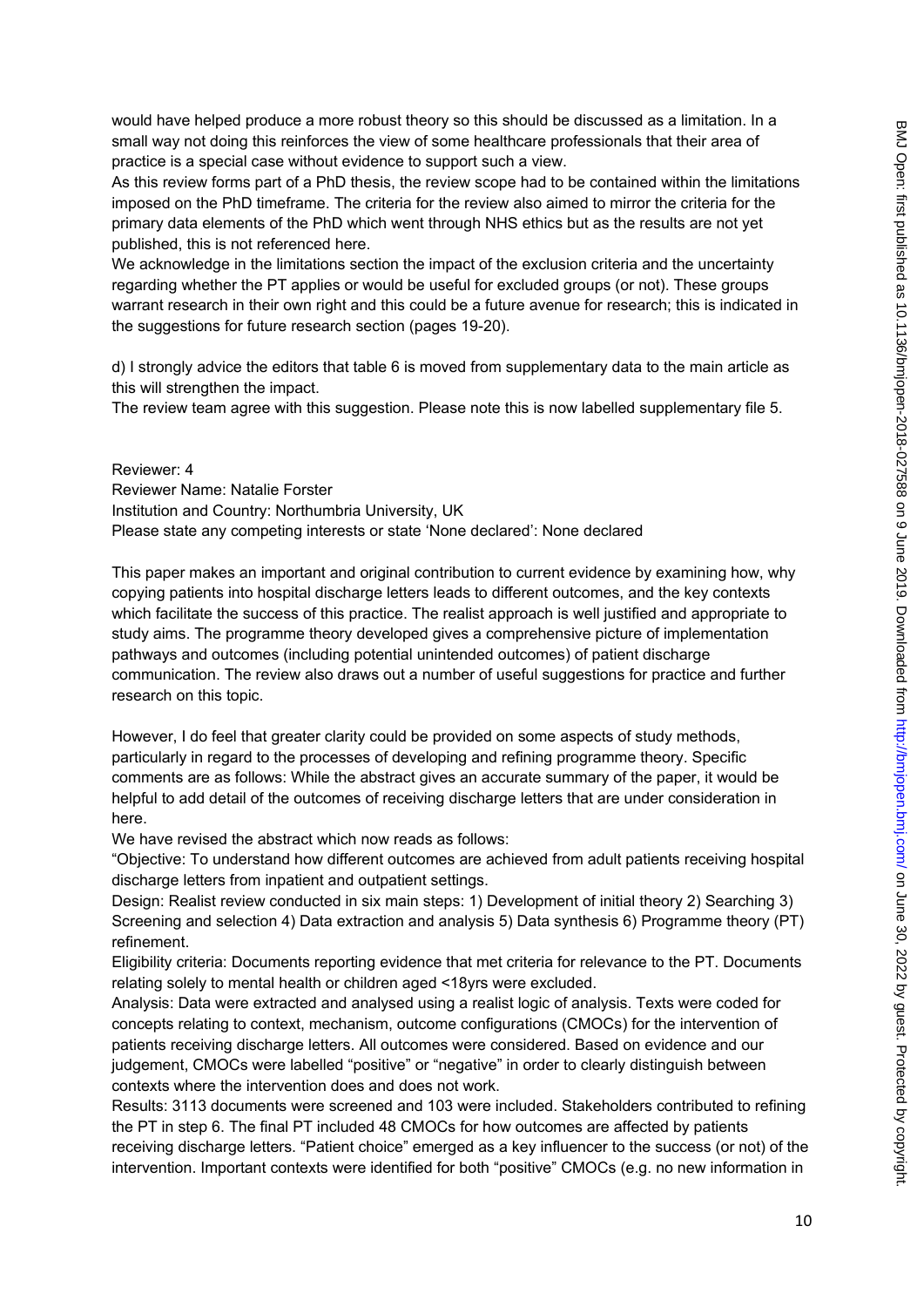would have helped produce a more robust theory so this should be discussed as a limitation. In a small way not doing this reinforces the view of some healthcare professionals that their area of practice is a special case without evidence to support such a view.
As this review forms part of a PhD thesis, the review scope had to be contained within the limitations imposed on the PhD timeframe. The criteria for the review also aimed to mirror the criteria for the primary data elements of the PhD which went through NHS ethics but as the results are not yet published, this is not referenced here.
We acknowledge in the limitations section the impact of the exclusion criteria and the uncertainty regarding whether the PT applies or would be useful for excluded groups (or not). These groups warrant research in their own right and this could be a future avenue for research; this is indicated in the suggestions for future research section (pages 19-20).

d) I strongly advice the editors that table 6 is moved from supplementary data to the main article as this will strengthen the impact.
The review team agree with this suggestion. Please note this is now labelled supplementary file 5.

Reviewer: 4
Reviewer Name: Natalie Forster
Institution and Country: Northumbria University, UK
Please state any competing interests or state 'None declared': None declared

This paper makes an important and original contribution to current evidence by examining how, why copying patients into hospital discharge letters leads to different outcomes, and the key contexts which facilitate the success of this practice. The realist approach is well justified and appropriate to study aims. The programme theory developed gives a comprehensive picture of implementation pathways and outcomes (including potential unintended outcomes) of patient discharge communication. The review also draws out a number of useful suggestions for practice and further research on this topic.

However, I do feel that greater clarity could be provided on some aspects of study methods, particularly in regard to the processes of developing and refining programme theory. Specific comments are as follows: While the abstract gives an accurate summary of the paper, it would be helpful to add detail of the outcomes of receiving discharge letters that are under consideration in here.
We have revised the abstract which now reads as follows:
"Objective: To understand how different outcomes are achieved from adult patients receiving hospital discharge letters from inpatient and outpatient settings.
Design: Realist review conducted in six main steps: 1) Development of initial theory 2) Searching 3) Screening and selection 4) Data extraction and analysis 5) Data synthesis 6) Programme theory (PT) refinement.
Eligibility criteria: Documents reporting evidence that met criteria for relevance to the PT. Documents relating solely to mental health or children aged <18yrs were excluded.
Analysis: Data were extracted and analysed using a realist logic of analysis. Texts were coded for concepts relating to context, mechanism, outcome configurations (CMOCs) for the intervention of patients receiving discharge letters. All outcomes were considered. Based on evidence and our judgement, CMOCs were labelled "positive" or "negative" in order to clearly distinguish between contexts where the intervention does and does not work.
Results: 3113 documents were screened and 103 were included. Stakeholders contributed to refining the PT in step 6. The final PT included 48 CMOCs for how outcomes are affected by patients receiving discharge letters. "Patient choice" emerged as a key influencer to the success (or not) of the intervention. Important contexts were identified for both "positive" CMOCs (e.g. no new information in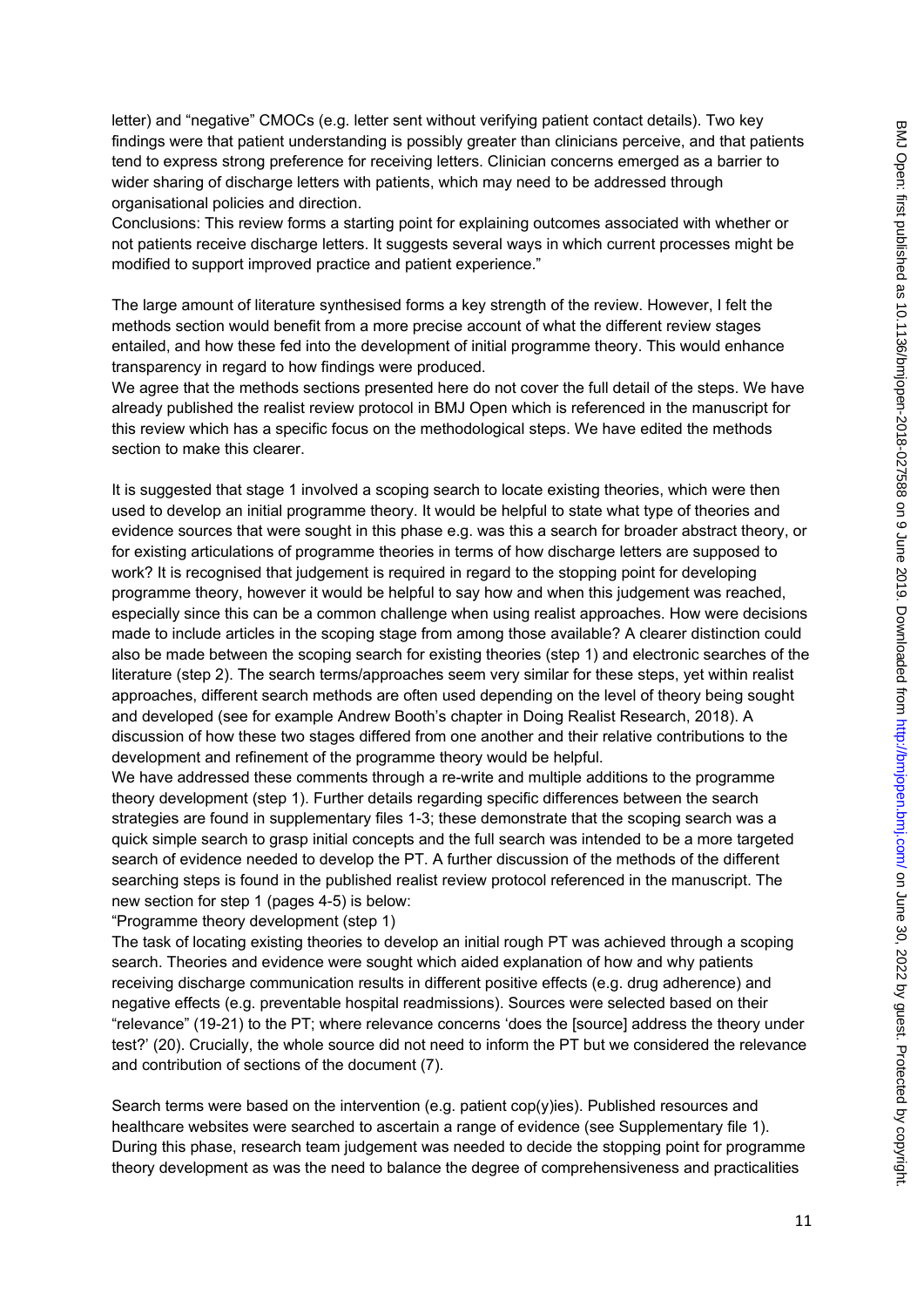letter) and "negative" CMOCs (e.g. letter sent without verifying patient contact details). Two key findings were that patient understanding is possibly greater than clinicians perceive, and that patients tend to express strong preference for receiving letters. Clinician concerns emerged as a barrier to wider sharing of discharge letters with patients, which may need to be addressed through organisational policies and direction.

Conclusions: This review forms a starting point for explaining outcomes associated with whether or not patients receive discharge letters. It suggests several ways in which current processes might be modified to support improved practice and patient experience."

The large amount of literature synthesised forms a key strength of the review. However, I felt the methods section would benefit from a more precise account of what the different review stages entailed, and how these fed into the development of initial programme theory. This would enhance transparency in regard to how findings were produced.

We agree that the methods sections presented here do not cover the full detail of the steps. We have already published the realist review protocol in BMJ Open which is referenced in the manuscript for this review which has a specific focus on the methodological steps. We have edited the methods section to make this clearer.

It is suggested that stage 1 involved a scoping search to locate existing theories, which were then used to develop an initial programme theory. It would be helpful to state what type of theories and evidence sources that were sought in this phase e.g. was this a search for broader abstract theory, or for existing articulations of programme theories in terms of how discharge letters are supposed to work? It is recognised that judgement is required in regard to the stopping point for developing programme theory, however it would be helpful to say how and when this judgement was reached, especially since this can be a common challenge when using realist approaches. How were decisions made to include articles in the scoping stage from among those available? A clearer distinction could also be made between the scoping search for existing theories (step 1) and electronic searches of the literature (step 2). The search terms/approaches seem very similar for these steps, yet within realist approaches, different search methods are often used depending on the level of theory being sought and developed (see for example Andrew Booth's chapter in Doing Realist Research, 2018). A discussion of how these two stages differed from one another and their relative contributions to the development and refinement of the programme theory would be helpful.

We have addressed these comments through a re-write and multiple additions to the programme theory development (step 1). Further details regarding specific differences between the search strategies are found in supplementary files 1-3; these demonstrate that the scoping search was a quick simple search to grasp initial concepts and the full search was intended to be a more targeted search of evidence needed to develop the PT. A further discussion of the methods of the different searching steps is found in the published realist review protocol referenced in the manuscript. The new section for step 1 (pages 4-5) is below:

"Programme theory development (step 1)

The task of locating existing theories to develop an initial rough PT was achieved through a scoping search. Theories and evidence were sought which aided explanation of how and why patients receiving discharge communication results in different positive effects (e.g. drug adherence) and negative effects (e.g. preventable hospital readmissions). Sources were selected based on their "relevance" (19-21) to the PT; where relevance concerns 'does the [source] address the theory under test?' (20). Crucially, the whole source did not need to inform the PT but we considered the relevance and contribution of sections of the document (7).

Search terms were based on the intervention (e.g. patient cop(y)ies). Published resources and healthcare websites were searched to ascertain a range of evidence (see Supplementary file 1). During this phase, research team judgement was needed to decide the stopping point for programme theory development as was the need to balance the degree of comprehensiveness and practicalities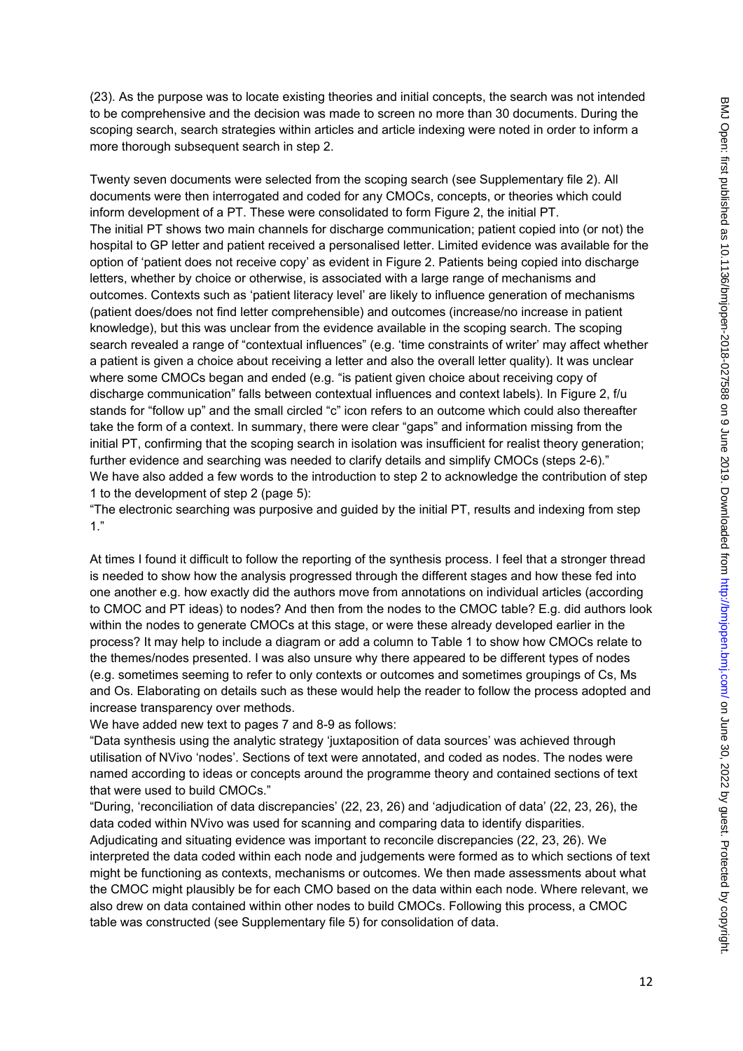(23). As the purpose was to locate existing theories and initial concepts, the search was not intended to be comprehensive and the decision was made to screen no more than 30 documents. During the scoping search, search strategies within articles and article indexing were noted in order to inform a more thorough subsequent search in step 2.

Twenty seven documents were selected from the scoping search (see Supplementary file 2). All documents were then interrogated and coded for any CMOCs, concepts, or theories which could inform development of a PT. These were consolidated to form Figure 2, the initial PT.
The initial PT shows two main channels for discharge communication; patient copied into (or not) the hospital to GP letter and patient received a personalised letter. Limited evidence was available for the option of 'patient does not receive copy' as evident in Figure 2. Patients being copied into discharge letters, whether by choice or otherwise, is associated with a large range of mechanisms and outcomes. Contexts such as 'patient literacy level' are likely to influence generation of mechanisms (patient does/does not find letter comprehensible) and outcomes (increase/no increase in patient knowledge), but this was unclear from the evidence available in the scoping search. The scoping search revealed a range of "contextual influences" (e.g. 'time constraints of writer' may affect whether a patient is given a choice about receiving a letter and also the overall letter quality). It was unclear where some CMOCs began and ended (e.g. "is patient given choice about receiving copy of discharge communication" falls between contextual influences and context labels). In Figure 2, f/u stands for "follow up" and the small circled "c" icon refers to an outcome which could also thereafter take the form of a context. In summary, there were clear "gaps" and information missing from the initial PT, confirming that the scoping search in isolation was insufficient for realist theory generation; further evidence and searching was needed to clarify details and simplify CMOCs (steps 2-6)."
We have also added a few words to the introduction to step 2 to acknowledge the contribution of step 1 to the development of step 2 (page 5):
"The electronic searching was purposive and guided by the initial PT, results and indexing from step 1."

At times I found it difficult to follow the reporting of the synthesis process. I feel that a stronger thread is needed to show how the analysis progressed through the different stages and how these fed into one another e.g. how exactly did the authors move from annotations on individual articles (according to CMOC and PT ideas) to nodes? And then from the nodes to the CMOC table? E.g. did authors look within the nodes to generate CMOCs at this stage, or were these already developed earlier in the process? It may help to include a diagram or add a column to Table 1 to show how CMOCs relate to the themes/nodes presented. I was also unsure why there appeared to be different types of nodes (e.g. sometimes seeming to refer to only contexts or outcomes and sometimes groupings of Cs, Ms and Os. Elaborating on details such as these would help the reader to follow the process adopted and increase transparency over methods.
We have added new text to pages 7 and 8-9 as follows:
"Data synthesis using the analytic strategy 'juxtaposition of data sources' was achieved through utilisation of NVivo 'nodes'. Sections of text were annotated, and coded as nodes. The nodes were named according to ideas or concepts around the programme theory and contained sections of text that were used to build CMOCs."
"During, 'reconciliation of data discrepancies' (22, 23, 26) and 'adjudication of data' (22, 23, 26), the data coded within NVivo was used for scanning and comparing data to identify disparities. Adjudicating and situating evidence was important to reconcile discrepancies (22, 23, 26). We interpreted the data coded within each node and judgements were formed as to which sections of text might be functioning as contexts, mechanisms or outcomes. We then made assessments about what the CMOC might plausibly be for each CMO based on the data within each node. Where relevant, we also drew on data contained within other nodes to build CMOCs. Following this process, a CMOC table was constructed (see Supplementary file 5) for consolidation of data.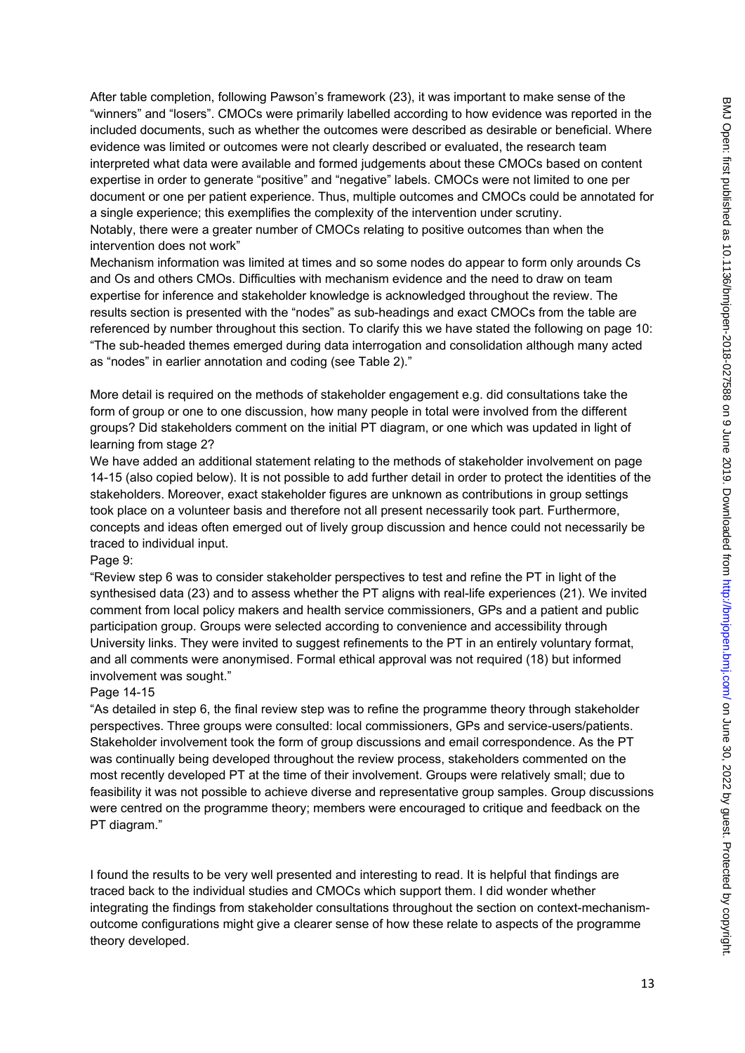After table completion, following Pawson's framework (23), it was important to make sense of the "winners" and "losers". CMOCs were primarily labelled according to how evidence was reported in the included documents, such as whether the outcomes were described as desirable or beneficial. Where evidence was limited or outcomes were not clearly described or evaluated, the research team interpreted what data were available and formed judgements about these CMOCs based on content expertise in order to generate "positive" and "negative" labels. CMOCs were not limited to one per document or one per patient experience. Thus, multiple outcomes and CMOCs could be annotated for a single experience; this exemplifies the complexity of the intervention under scrutiny.
Notably, there were a greater number of CMOCs relating to positive outcomes than when the intervention does not work"
Mechanism information was limited at times and so some nodes do appear to form only arounds Cs and Os and others CMOs. Difficulties with mechanism evidence and the need to draw on team expertise for inference and stakeholder knowledge is acknowledged throughout the review. The results section is presented with the "nodes" as sub-headings and exact CMOCs from the table are referenced by number throughout this section. To clarify this we have stated the following on page 10: "The sub-headed themes emerged during data interrogation and consolidation although many acted as "nodes" in earlier annotation and coding (see Table 2)."

More detail is required on the methods of stakeholder engagement e.g. did consultations take the form of group or one to one discussion, how many people in total were involved from the different groups? Did stakeholders comment on the initial PT diagram, or one which was updated in light of learning from stage 2?
We have added an additional statement relating to the methods of stakeholder involvement on page 14-15 (also copied below). It is not possible to add further detail in order to protect the identities of the stakeholders. Moreover, exact stakeholder figures are unknown as contributions in group settings took place on a volunteer basis and therefore not all present necessarily took part. Furthermore, concepts and ideas often emerged out of lively group discussion and hence could not necessarily be traced to individual input.
Page 9:
"Review step 6 was to consider stakeholder perspectives to test and refine the PT in light of the synthesised data (23) and to assess whether the PT aligns with real-life experiences (21). We invited comment from local policy makers and health service commissioners, GPs and a patient and public participation group. Groups were selected according to convenience and accessibility through University links. They were invited to suggest refinements to the PT in an entirely voluntary format, and all comments were anonymised. Formal ethical approval was not required (18) but informed involvement was sought."
Page 14-15
"As detailed in step 6, the final review step was to refine the programme theory through stakeholder perspectives. Three groups were consulted: local commissioners, GPs and service-users/patients. Stakeholder involvement took the form of group discussions and email correspondence. As the PT was continually being developed throughout the review process, stakeholders commented on the most recently developed PT at the time of their involvement. Groups were relatively small; due to feasibility it was not possible to achieve diverse and representative group samples. Group discussions were centred on the programme theory; members were encouraged to critique and feedback on the PT diagram."

I found the results to be very well presented and interesting to read. It is helpful that findings are traced back to the individual studies and CMOCs which support them. I did wonder whether integrating the findings from stakeholder consultations throughout the section on context-mechanism-outcome configurations might give a clearer sense of how these relate to aspects of the programme theory developed.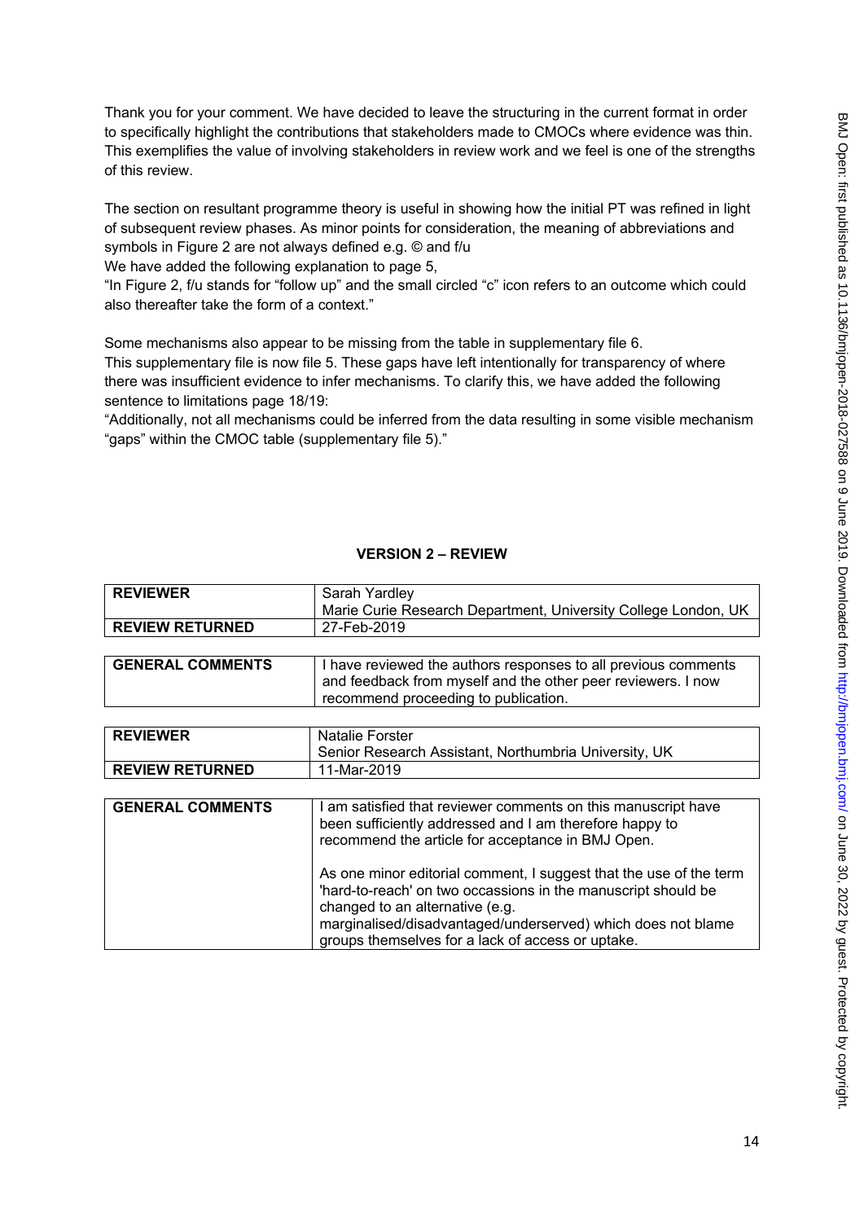Thank you for your comment. We have decided to leave the structuring in the current format in order to specifically highlight the contributions that stakeholders made to CMOCs where evidence was thin. This exemplifies the value of involving stakeholders in review work and we feel is one of the strengths of this review.

The section on resultant programme theory is useful in showing how the initial PT was refined in light of subsequent review phases. As minor points for consideration, the meaning of abbreviations and symbols in Figure 2 are not always defined e.g. © and f/u

We have added the following explanation to page 5,

"In Figure 2, f/u stands for "follow up" and the small circled "c" icon refers to an outcome which could also thereafter take the form of a context."

Some mechanisms also appear to be missing from the table in supplementary file 6.

This supplementary file is now file 5. These gaps have left intentionally for transparency of where there was insufficient evidence to infer mechanisms. To clarify this, we have added the following sentence to limitations page 18/19:

"Additionally, not all mechanisms could be inferred from the data resulting in some visible mechanism "gaps" within the CMOC table (supplementary file 5)."

## VERSION 2 – REVIEW

| | |
|---|---|
| **REVIEWER** | Sarah Yardley<br>Marie Curie Research Department, University College London, UK |
| **REVIEW RETURNED** | 27-Feb-2019 |

| | |
|---|---|
| **GENERAL COMMENTS** | I have reviewed the authors responses to all previous comments and feedback from myself and the other peer reviewers. I now recommend proceeding to publication. |

| | |
|---|---|
| **REVIEWER** | Natalie Forster<br>Senior Research Assistant, Northumbria University, UK |
| **REVIEW RETURNED** | 11-Mar-2019 |

| | |
|---|---|
| **GENERAL COMMENTS** | I am satisfied that reviewer comments on this manuscript have been sufficiently addressed and I am therefore happy to recommend the article for acceptance in BMJ Open.<br><br>As one minor editorial comment, I suggest that the use of the term 'hard-to-reach' on two occassions in the manuscript should be changed to an alternative (e.g. marginalised/disadvantaged/underserved) which does not blame groups themselves for a lack of access or uptake. |